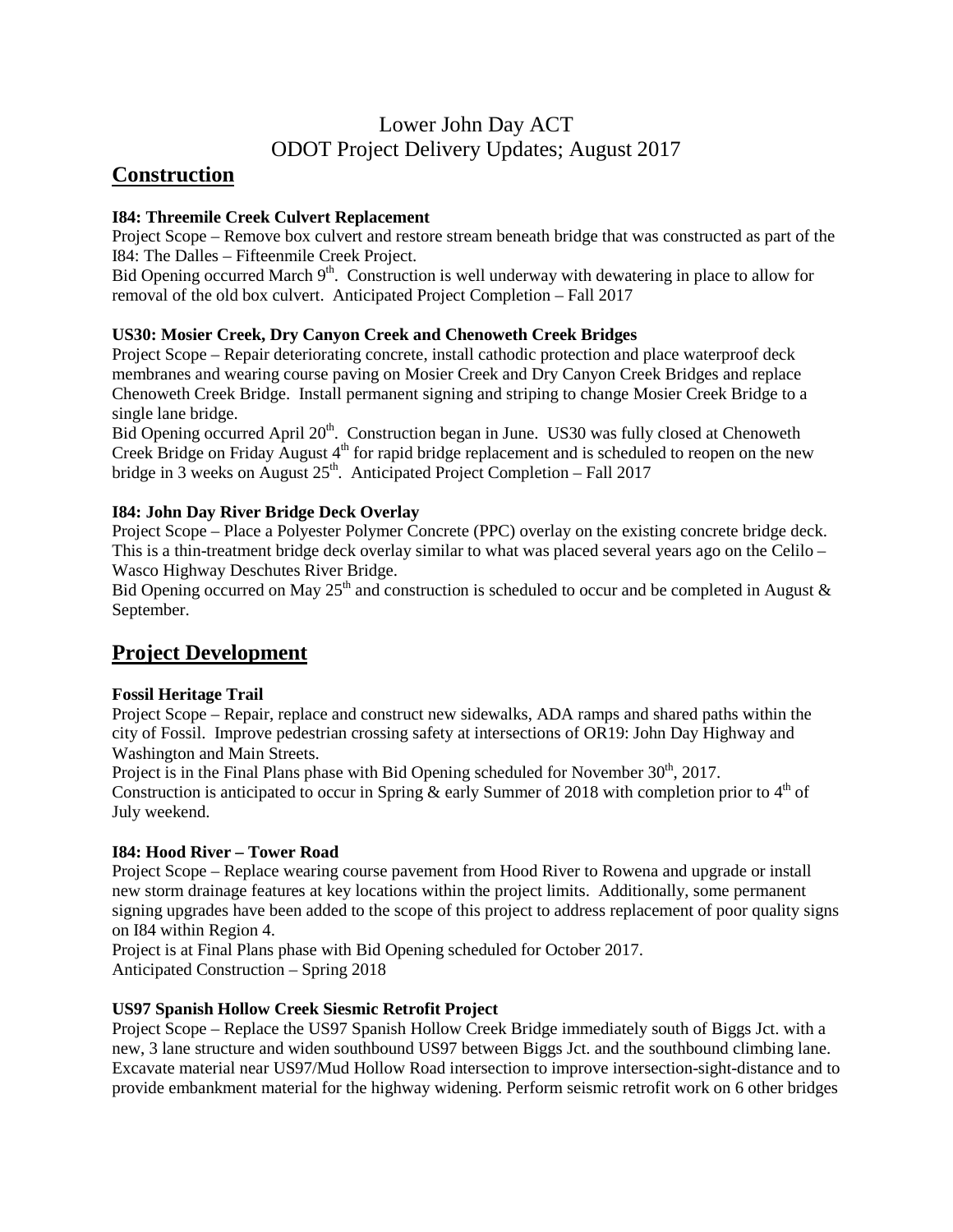# Lower John Day ACT
# ODOT Project Delivery Updates; August 2017

## Construction

**I84: Threemile Creek Culvert Replacement**
Project Scope – Remove box culvert and restore stream beneath bridge that was constructed as part of the I84: The Dalles – Fifteenmile Creek Project.
Bid Opening occurred March 9th. Construction is well underway with dewatering in place to allow for removal of the old box culvert. Anticipated Project Completion – Fall 2017

**US30: Mosier Creek, Dry Canyon Creek and Chenoweth Creek Bridges**
Project Scope – Repair deteriorating concrete, install cathodic protection and place waterproof deck membranes and wearing course paving on Mosier Creek and Dry Canyon Creek Bridges and replace Chenoweth Creek Bridge. Install permanent signing and striping to change Mosier Creek Bridge to a single lane bridge.
Bid Opening occurred April 20th. Construction began in June. US30 was fully closed at Chenoweth Creek Bridge on Friday August 4th for rapid bridge replacement and is scheduled to reopen on the new bridge in 3 weeks on August 25th. Anticipated Project Completion – Fall 2017

**I84: John Day River Bridge Deck Overlay**
Project Scope – Place a Polyester Polymer Concrete (PPC) overlay on the existing concrete bridge deck. This is a thin-treatment bridge deck overlay similar to what was placed several years ago on the Celilo – Wasco Highway Deschutes River Bridge.
Bid Opening occurred on May 25th and construction is scheduled to occur and be completed in August & September.

## Project Development

**Fossil Heritage Trail**
Project Scope – Repair, replace and construct new sidewalks, ADA ramps and shared paths within the city of Fossil. Improve pedestrian crossing safety at intersections of OR19: John Day Highway and Washington and Main Streets.
Project is in the Final Plans phase with Bid Opening scheduled for November 30th, 2017.
Construction is anticipated to occur in Spring & early Summer of 2018 with completion prior to 4th of July weekend.

**I84: Hood River – Tower Road**
Project Scope – Replace wearing course pavement from Hood River to Rowena and upgrade or install new storm drainage features at key locations within the project limits. Additionally, some permanent signing upgrades have been added to the scope of this project to address replacement of poor quality signs on I84 within Region 4.
Project is at Final Plans phase with Bid Opening scheduled for October 2017.
Anticipated Construction – Spring 2018

**US97 Spanish Hollow Creek Seismic Retrofit Project**
Project Scope – Replace the US97 Spanish Hollow Creek Bridge immediately south of Biggs Jct. with a new, 3 lane structure and widen southbound US97 between Biggs Jct. and the southbound climbing lane. Excavate material near US97/Mud Hollow Road intersection to improve intersection-sight-distance and to provide embankment material for the highway widening. Perform seismic retrofit work on 6 other bridges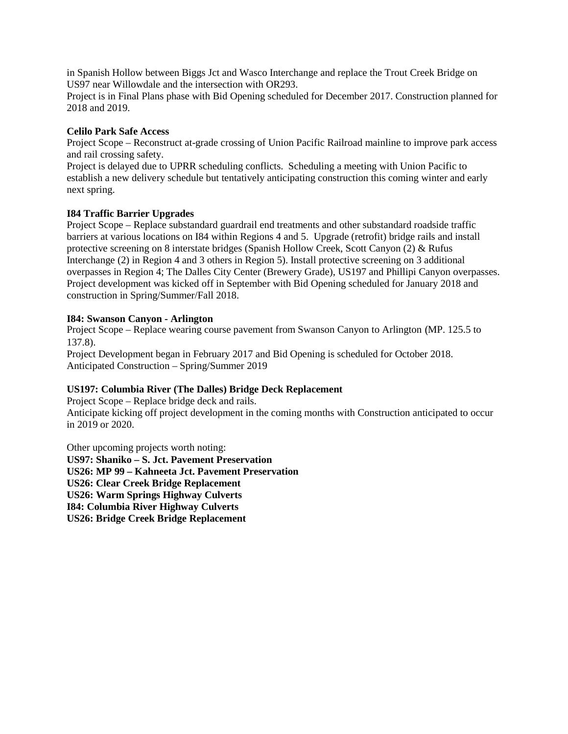in Spanish Hollow between Biggs Jct and Wasco Interchange and replace the Trout Creek Bridge on US97 near Willowdale and the intersection with OR293.
Project is in Final Plans phase with Bid Opening scheduled for December 2017. Construction planned for 2018 and 2019.

**Celilo Park Safe Access**
Project Scope – Reconstruct at-grade crossing of Union Pacific Railroad mainline to improve park access and rail crossing safety.
Project is delayed due to UPRR scheduling conflicts. Scheduling a meeting with Union Pacific to establish a new delivery schedule but tentatively anticipating construction this coming winter and early next spring.

**I84 Traffic Barrier Upgrades**
Project Scope – Replace substandard guardrail end treatments and other substandard roadside traffic barriers at various locations on I84 within Regions 4 and 5. Upgrade (retrofit) bridge rails and install protective screening on 8 interstate bridges (Spanish Hollow Creek, Scott Canyon (2) & Rufus Interchange (2) in Region 4 and 3 others in Region 5). Install protective screening on 3 additional overpasses in Region 4; The Dalles City Center (Brewery Grade), US197 and Phillipi Canyon overpasses.
Project development was kicked off in September with Bid Opening scheduled for January 2018 and construction in Spring/Summer/Fall 2018.

**I84: Swanson Canyon - Arlington**
Project Scope – Replace wearing course pavement from Swanson Canyon to Arlington (MP. 125.5 to 137.8).
Project Development began in February 2017 and Bid Opening is scheduled for October 2018.
Anticipated Construction – Spring/Summer 2019

**US197: Columbia River (The Dalles) Bridge Deck Replacement**
Project Scope – Replace bridge deck and rails.
Anticipate kicking off project development in the coming months with Construction anticipated to occur in 2019 or 2020.

Other upcoming projects worth noting:
**US97: Shaniko – S. Jct. Pavement Preservation**
**US26: MP 99 – Kahneeta Jct. Pavement Preservation**
**US26: Clear Creek Bridge Replacement**
**US26: Warm Springs Highway Culverts**
**I84: Columbia River Highway Culverts**
**US26: Bridge Creek Bridge Replacement**